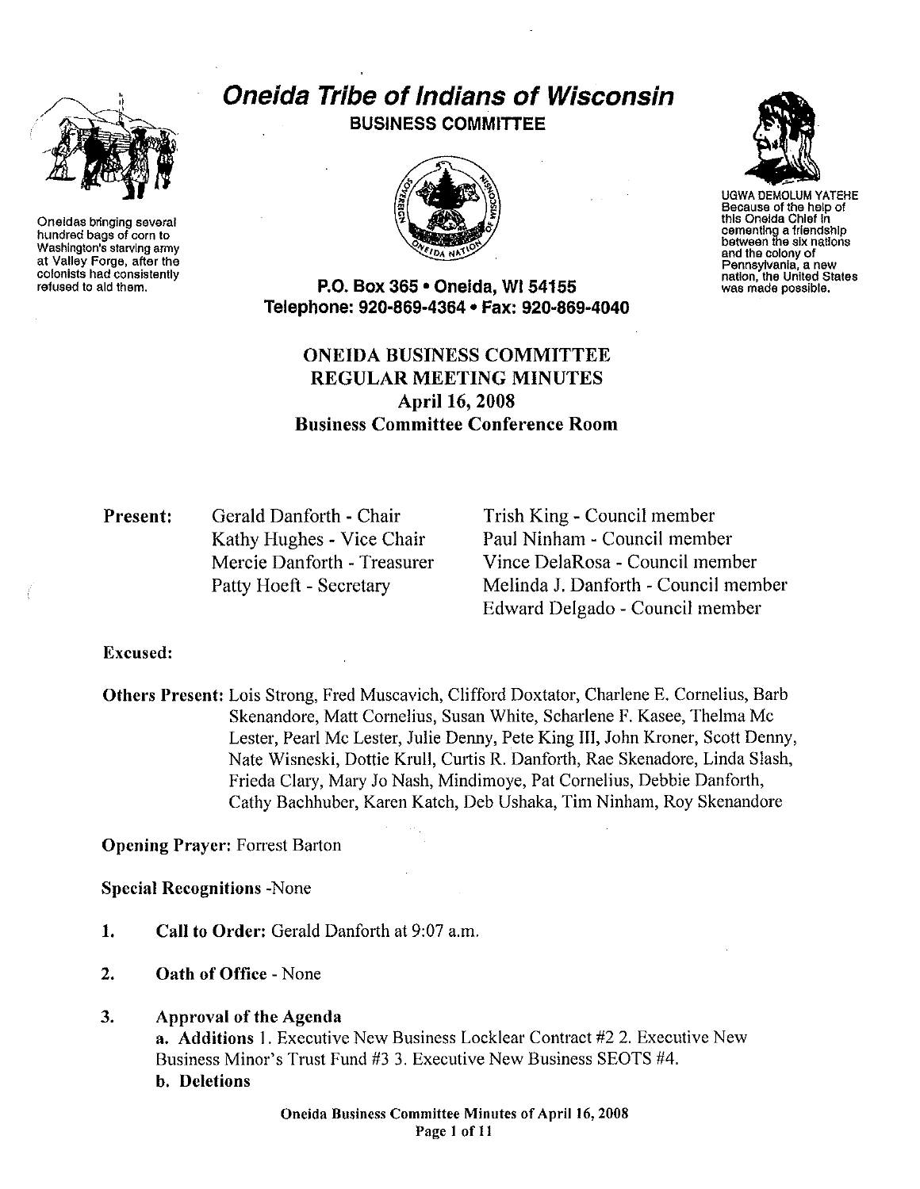# Oneida Tribe of Indians of Wisconsin

**BUSINESS COMMITTEE**

Oneidas bringing several hundred bags of corn to Washington's starving army at Valley Forge, after the colonists had consistently refused to aid them.

UGWA DEMOLUM YATEHE
Because of the help of this Oneida Chief in cementing a friendship between the six nations and the colony of Pennsylvania, a new nation, the United States was made possible.

**P.O. Box 365 • Oneida, WI 54155**
**Telephone: 920-869-4364 • Fax: 920-869-4040**

## ONEIDA BUSINESS COMMITTEE
## REGULAR MEETING MINUTES
## April 16, 2008
## Business Committee Conference Room

**Present:**

Gerald Danforth - Chair
Kathy Hughes - Vice Chair
Mercie Danforth - Treasurer
Patty Hoeft - Secretary
Trish King - Council member
Paul Ninham - Council member
Vince DelaRosa - Council member
Melinda J. Danforth - Council member
Edward Delgado - Council member

**Excused:**

**Others Present:** Lois Strong, Fred Muscavich, Clifford Doxtator, Charlene E. Cornelius, Barb Skenandore, Matt Cornelius, Susan White, Scharlene F. Kasee, Thelma Mc Lester, Pearl Mc Lester, Julie Denny, Pete King III, John Kroner, Scott Denny, Nate Wisneski, Dottie Krull, Curtis R. Danforth, Rae Skenadore, Linda Slash, Frieda Clary, Mary Jo Nash, Mindimoye, Pat Cornelius, Debbie Danforth, Cathy Bachhuber, Karen Katch, Deb Ushaka, Tim Ninham, Roy Skenandore

**Opening Prayer:** Forrest Barton

**Special Recognitions** -None

1. **Call to Order:** Gerald Danforth at 9:07 a.m.

2. **Oath of Office** - None

3. **Approval of the Agenda**
   **a. Additions** 1. Executive New Business Locklear Contract #2 2. Executive New Business Minor's Trust Fund #3 3. Executive New Business SEOTS #4.
   **b. Deletions**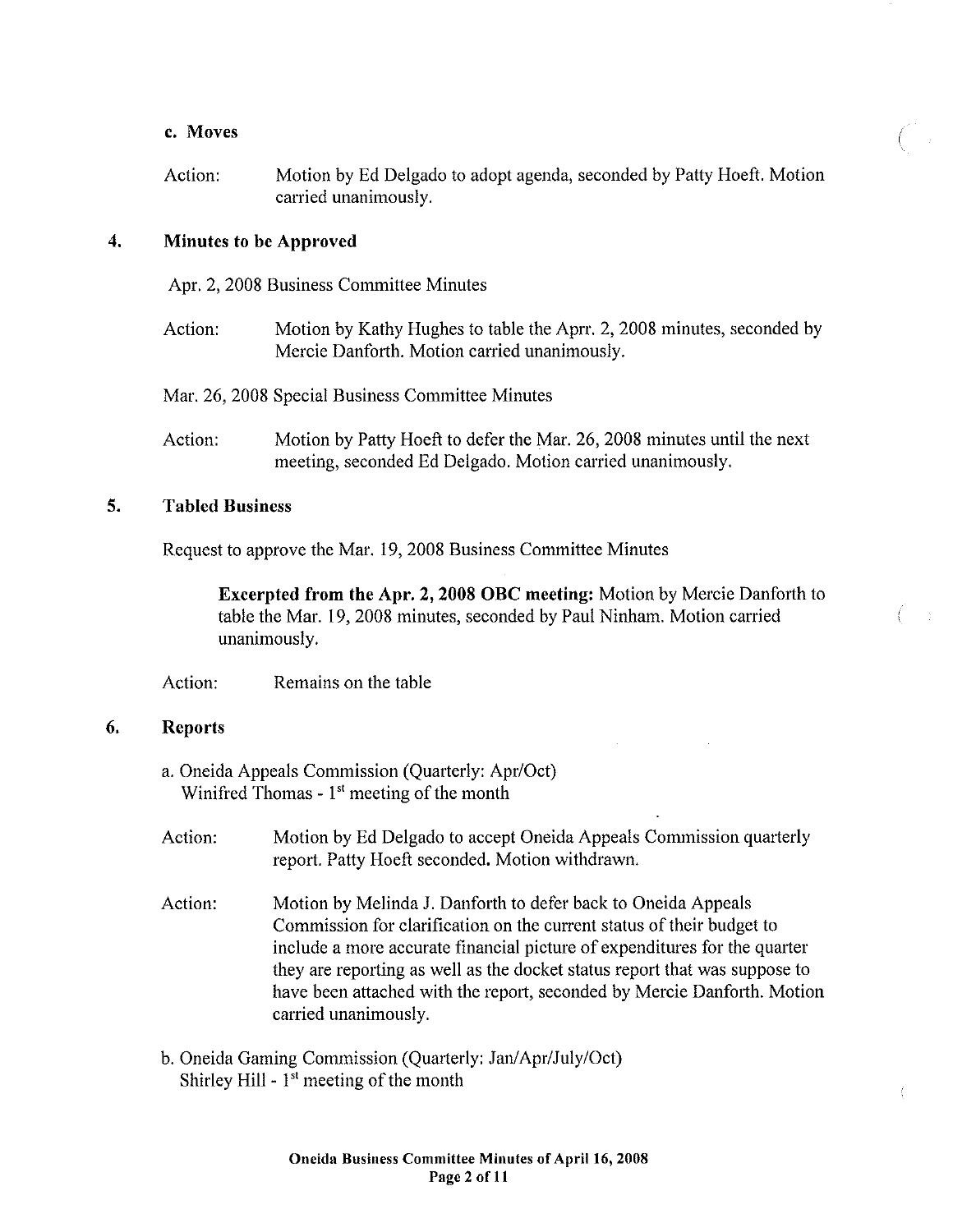**c. Moves**

Action: Motion by Ed Delgado to adopt agenda, seconded by Patty Hoeft. Motion carried unanimously.

## 4. Minutes to be Approved

Apr. 2, 2008 Business Committee Minutes

Action: Motion by Kathy Hughes to table the Aprr. 2, 2008 minutes, seconded by Mercie Danforth. Motion carried unanimously.

Mar. 26, 2008 Special Business Committee Minutes

Action: Motion by Patty Hoeft to defer the Mar. 26, 2008 minutes until the next meeting, seconded Ed Delgado. Motion carried unanimously.

## 5. Tabled Business

Request to approve the Mar. 19, 2008 Business Committee Minutes

> **Excerpted from the Apr. 2, 2008 OBC meeting:** Motion by Mercie Danforth to table the Mar. 19, 2008 minutes, seconded by Paul Ninham. Motion carried unanimously.

Action: Remains on the table

## 6. Reports

a. Oneida Appeals Commission (Quarterly: Apr/Oct)
Winifred Thomas - 1st meeting of the month

Action: Motion by Ed Delgado to accept Oneida Appeals Commission quarterly report. Patty Hoeft seconded. Motion withdrawn.

Action: Motion by Melinda J. Danforth to defer back to Oneida Appeals Commission for clarification on the current status of their budget to include a more accurate financial picture of expenditures for the quarter they are reporting as well as the docket status report that was suppose to have been attached with the report, seconded by Mercie Danforth. Motion carried unanimously.

b. Oneida Gaming Commission (Quarterly: Jan/Apr/July/Oct)
Shirley Hill - 1st meeting of the month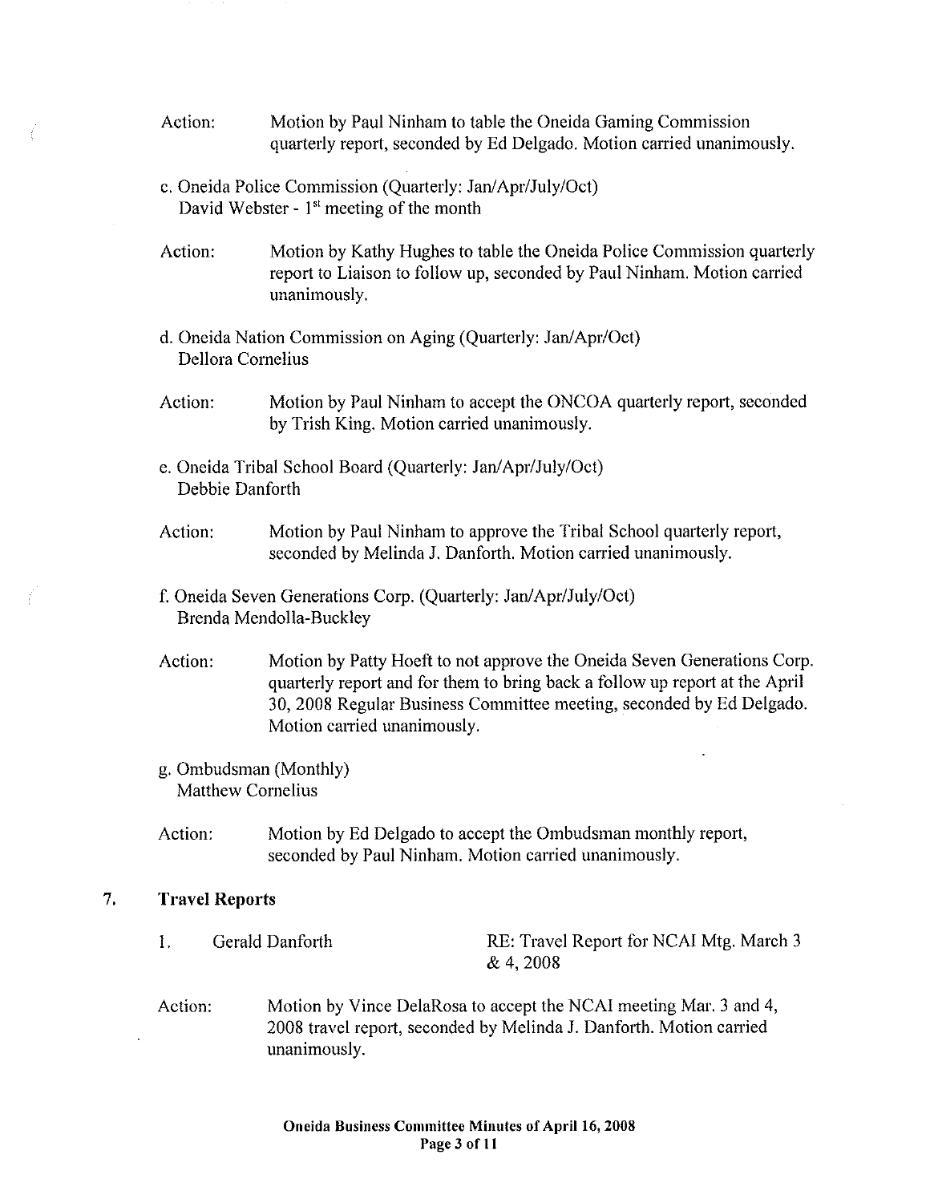Action: Motion by Paul Ninham to table the Oneida Gaming Commission quarterly report, seconded by Ed Delgado. Motion carried unanimously.

c. Oneida Police Commission (Quarterly: Jan/Apr/July/Oct)
David Webster - 1st meeting of the month

Action: Motion by Kathy Hughes to table the Oneida Police Commission quarterly report to Liaison to follow up, seconded by Paul Ninham. Motion carried unanimously.

d. Oneida Nation Commission on Aging (Quarterly: Jan/Apr/Oct)
Dellora Cornelius

Action: Motion by Paul Ninham to accept the ONCOA quarterly report, seconded by Trish King. Motion carried unanimously.

e. Oneida Tribal School Board (Quarterly: Jan/Apr/July/Oct)
Debbie Danforth

Action: Motion by Paul Ninham to approve the Tribal School quarterly report, seconded by Melinda J. Danforth. Motion carried unanimously.

f. Oneida Seven Generations Corp. (Quarterly: Jan/Apr/July/Oct)
Brenda Mendolla-Buckley

Action: Motion by Patty Hoeft to not approve the Oneida Seven Generations Corp. quarterly report and for them to bring back a follow up report at the April 30, 2008 Regular Business Committee meeting, seconded by Ed Delgado. Motion carried unanimously.

g. Ombudsman (Monthly)
Matthew Cornelius

Action: Motion by Ed Delgado to accept the Ombudsman monthly report, seconded by Paul Ninham. Motion carried unanimously.

## 7. Travel Reports

1. Gerald Danforth — RE: Travel Report for NCAI Mtg. March 3 & 4, 2008

Action: Motion by Vince DelaRosa to accept the NCAI meeting Mar. 3 and 4, 2008 travel report, seconded by Melinda J. Danforth. Motion carried unanimously.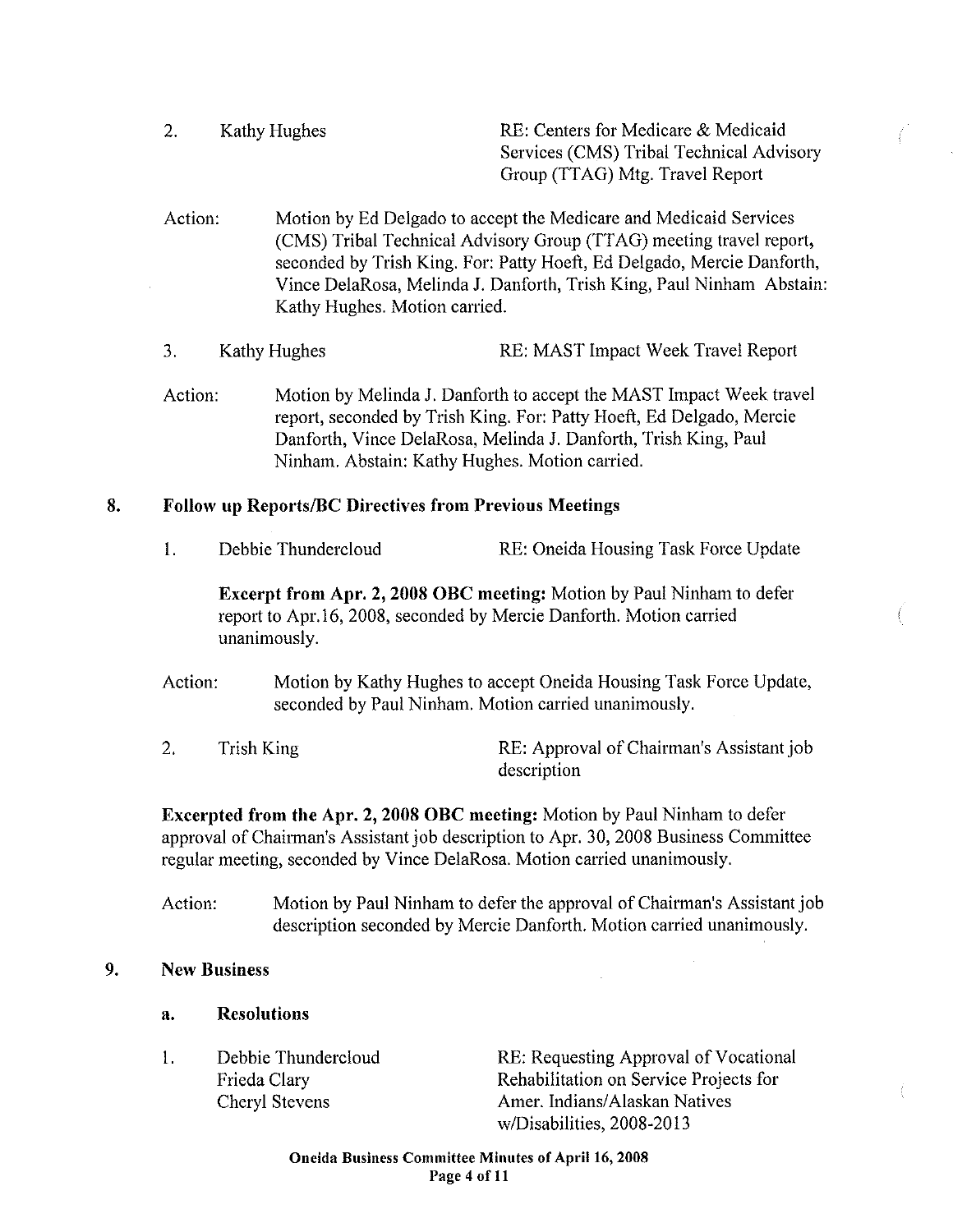2. Kathy Hughes — RE: Centers for Medicare & Medicaid Services (CMS) Tribal Technical Advisory Group (TTAG) Mtg. Travel Report

Action: Motion by Ed Delgado to accept the Medicare and Medicaid Services (CMS) Tribal Technical Advisory Group (TTAG) meeting travel report, seconded by Trish King. For: Patty Hoeft, Ed Delgado, Mercie Danforth, Vince DelaRosa, Melinda J. Danforth, Trish King, Paul Ninham Abstain: Kathy Hughes. Motion carried.

3. Kathy Hughes — RE: MAST Impact Week Travel Report

Action: Motion by Melinda J. Danforth to accept the MAST Impact Week travel report, seconded by Trish King. For: Patty Hoeft, Ed Delgado, Mercie Danforth, Vince DelaRosa, Melinda J. Danforth, Trish King, Paul Ninham. Abstain: Kathy Hughes. Motion carried.

## 8. Follow up Reports/BC Directives from Previous Meetings

1. Debbie Thundercloud — RE: Oneida Housing Task Force Update

**Excerpt from Apr. 2, 2008 OBC meeting:** Motion by Paul Ninham to defer report to Apr.16, 2008, seconded by Mercie Danforth. Motion carried unanimously.

Action: Motion by Kathy Hughes to accept Oneida Housing Task Force Update, seconded by Paul Ninham. Motion carried unanimously.

2. Trish King — RE: Approval of Chairman's Assistant job description

**Excerpted from the Apr. 2, 2008 OBC meeting:** Motion by Paul Ninham to defer approval of Chairman's Assistant job description to Apr. 30, 2008 Business Committee regular meeting, seconded by Vince DelaRosa. Motion carried unanimously.

Action: Motion by Paul Ninham to defer the approval of Chairman's Assistant job description seconded by Mercie Danforth. Motion carried unanimously.

## 9. New Business

### a. Resolutions

1. Debbie Thundercloud, Frieda Clary, Cheryl Stevens — RE: Requesting Approval of Vocational Rehabilitation on Service Projects for Amer. Indians/Alaskan Natives w/Disabilities, 2008-2013

**Oneida Business Committee Minutes of April 16, 2008**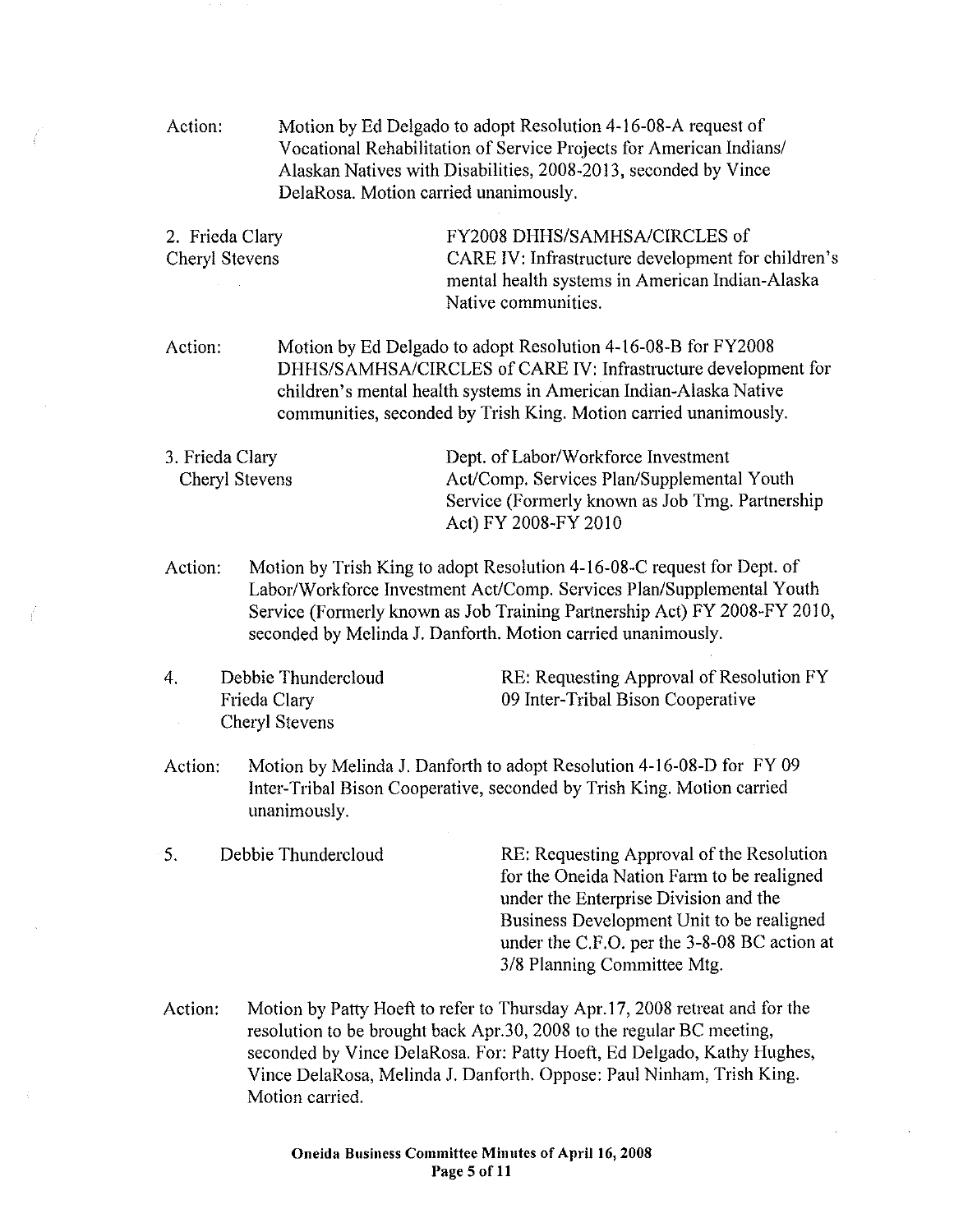Action: Motion by Ed Delgado to adopt Resolution 4-16-08-A request of Vocational Rehabilitation of Service Projects for American Indians/ Alaskan Natives with Disabilities, 2008-2013, seconded by Vince DelaRosa. Motion carried unanimously.

2. Frieda Clary
Cheryl Stevens

FY2008 DHHS/SAMHSA/CIRCLES of CARE IV: Infrastructure development for children's mental health systems in American Indian-Alaska Native communities.

Action: Motion by Ed Delgado to adopt Resolution 4-16-08-B for FY2008 DHHS/SAMHSA/CIRCLES of CARE IV: Infrastructure development for children's mental health systems in American Indian-Alaska Native communities, seconded by Trish King. Motion carried unanimously.

3. Frieda Clary
Cheryl Stevens

Dept. of Labor/Workforce Investment Act/Comp. Services Plan/Supplemental Youth Service (Formerly known as Job Trng. Partnership Act) FY 2008-FY 2010

Action: Motion by Trish King to adopt Resolution 4-16-08-C request for Dept. of Labor/Workforce Investment Act/Comp. Services Plan/Supplemental Youth Service (Formerly known as Job Training Partnership Act) FY 2008-FY 2010, seconded by Melinda J. Danforth. Motion carried unanimously.

4. Debbie Thundercloud
Frieda Clary
Cheryl Stevens

RE: Requesting Approval of Resolution FY 09 Inter-Tribal Bison Cooperative

Action: Motion by Melinda J. Danforth to adopt Resolution 4-16-08-D for FY 09 Inter-Tribal Bison Cooperative, seconded by Trish King. Motion carried unanimously.

5. Debbie Thundercloud

RE: Requesting Approval of the Resolution for the Oneida Nation Farm to be realigned under the Enterprise Division and the Business Development Unit to be realigned under the C.F.O. per the 3-8-08 BC action at 3/8 Planning Committee Mtg.

Action: Motion by Patty Hoeft to refer to Thursday Apr.17, 2008 retreat and for the resolution to be brought back Apr.30, 2008 to the regular BC meeting, seconded by Vince DelaRosa. For: Patty Hoeft, Ed Delgado, Kathy Hughes, Vince DelaRosa, Melinda J. Danforth. Oppose: Paul Ninham, Trish King. Motion carried.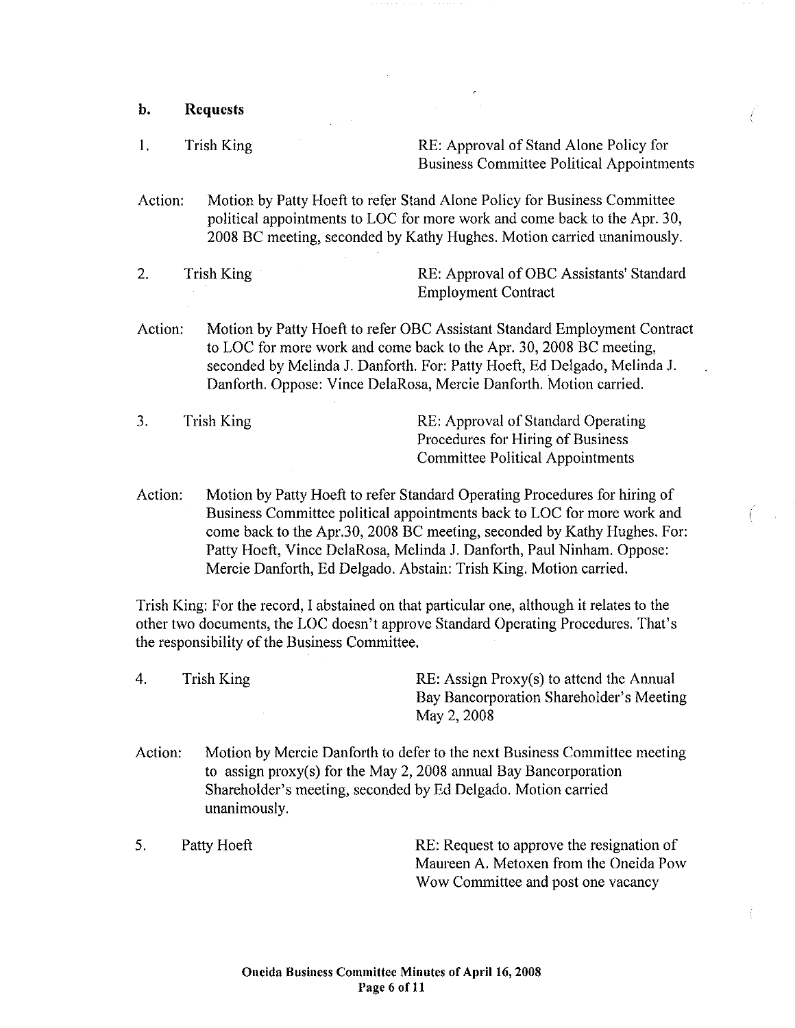**b. Requests**

1. Trish King — RE: Approval of Stand Alone Policy for Business Committee Political Appointments

Action: Motion by Patty Hoeft to refer Stand Alone Policy for Business Committee political appointments to LOC for more work and come back to the Apr. 30, 2008 BC meeting, seconded by Kathy Hughes. Motion carried unanimously.

2. Trish King — RE: Approval of OBC Assistants' Standard Employment Contract

Action: Motion by Patty Hoeft to refer OBC Assistant Standard Employment Contract to LOC for more work and come back to the Apr. 30, 2008 BC meeting, seconded by Melinda J. Danforth. For: Patty Hoeft, Ed Delgado, Melinda J. Danforth. Oppose: Vince DelaRosa, Mercie Danforth. Motion carried.

3. Trish King — RE: Approval of Standard Operating Procedures for Hiring of Business Committee Political Appointments

Action: Motion by Patty Hoeft to refer Standard Operating Procedures for hiring of Business Committee political appointments back to LOC for more work and come back to the Apr.30, 2008 BC meeting, seconded by Kathy Hughes. For: Patty Hoeft, Vince DelaRosa, Melinda J. Danforth, Paul Ninham. Oppose: Mercie Danforth, Ed Delgado. Abstain: Trish King. Motion carried.

Trish King: For the record, I abstained on that particular one, although it relates to the other two documents, the LOC doesn't approve Standard Operating Procedures. That's the responsibility of the Business Committee.

4. Trish King — RE: Assign Proxy(s) to attend the Annual Bay Bancorporation Shareholder's Meeting May 2, 2008

Action: Motion by Mercie Danforth to defer to the next Business Committee meeting to assign proxy(s) for the May 2, 2008 annual Bay Bancorporation Shareholder's meeting, seconded by Ed Delgado. Motion carried unanimously.

5. Patty Hoeft — RE: Request to approve the resignation of Maureen A. Metoxen from the Oneida Pow Wow Committee and post one vacancy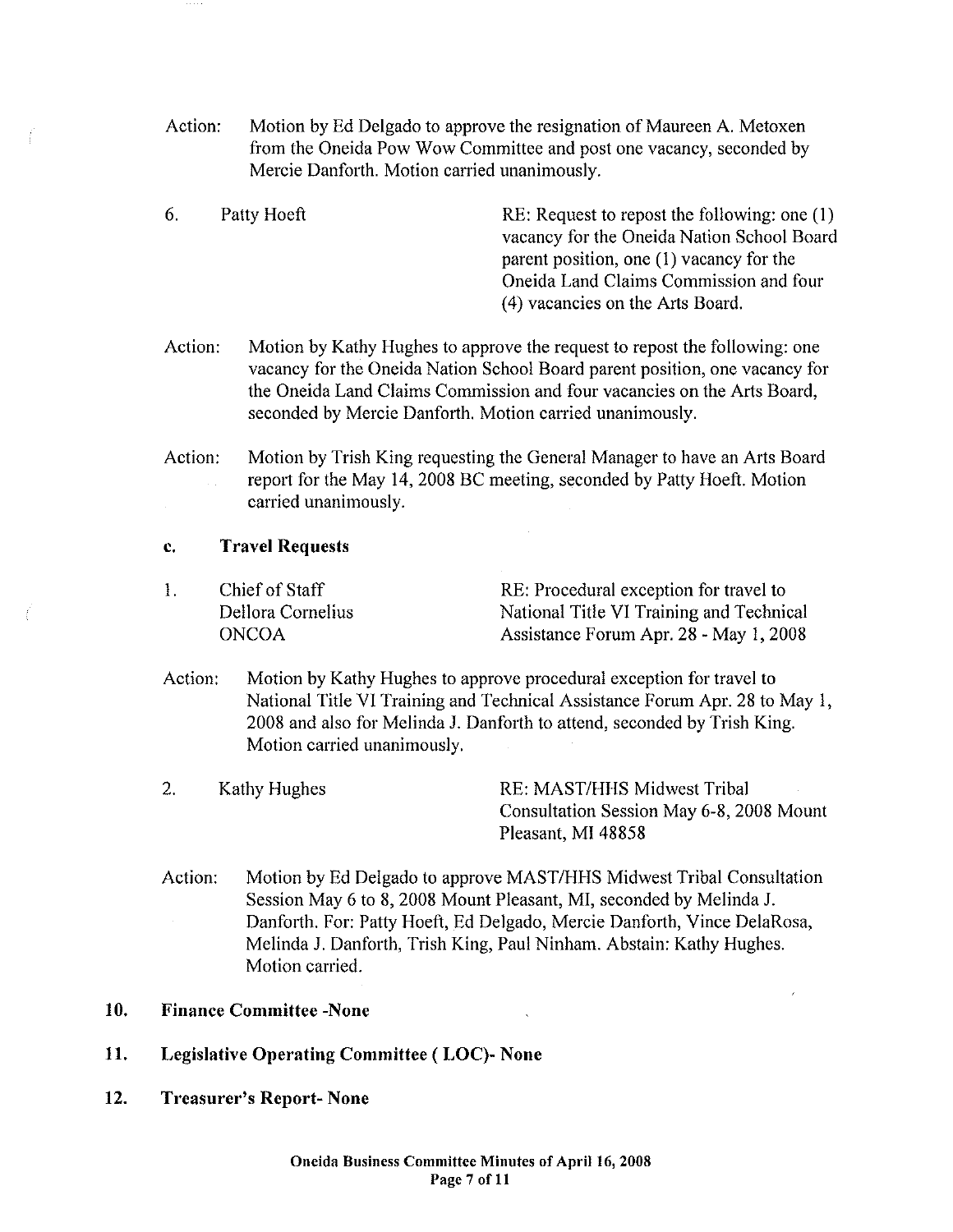Action: Motion by Ed Delgado to approve the resignation of Maureen A. Metoxen from the Oneida Pow Wow Committee and post one vacancy, seconded by Mercie Danforth. Motion carried unanimously.

6. Patty Hoeft — RE: Request to repost the following: one (1) vacancy for the Oneida Nation School Board parent position, one (1) vacancy for the Oneida Land Claims Commission and four (4) vacancies on the Arts Board.

Action: Motion by Kathy Hughes to approve the request to repost the following: one vacancy for the Oneida Nation School Board parent position, one vacancy for the Oneida Land Claims Commission and four vacancies on the Arts Board, seconded by Mercie Danforth. Motion carried unanimously.

Action: Motion by Trish King requesting the General Manager to have an Arts Board report for the May 14, 2008 BC meeting, seconded by Patty Hoeft. Motion carried unanimously.

**c. Travel Requests**

1. Chief of Staff
Dellora Cornelius
ONCOA — RE: Procedural exception for travel to National Title VI Training and Technical Assistance Forum Apr. 28 - May 1, 2008

Action: Motion by Kathy Hughes to approve procedural exception for travel to National Title VI Training and Technical Assistance Forum Apr. 28 to May 1, 2008 and also for Melinda J. Danforth to attend, seconded by Trish King. Motion carried unanimously.

2. Kathy Hughes — RE: MAST/HHS Midwest Tribal Consultation Session May 6-8, 2008 Mount Pleasant, MI 48858

Action: Motion by Ed Delgado to approve MAST/HHS Midwest Tribal Consultation Session May 6 to 8, 2008 Mount Pleasant, MI, seconded by Melinda J. Danforth. For: Patty Hoeft, Ed Delgado, Mercie Danforth, Vince DelaRosa, Melinda J. Danforth, Trish King, Paul Ninham. Abstain: Kathy Hughes. Motion carried.

**10. Finance Committee -None**

**11. Legislative Operating Committee ( LOC)- None**

**12. Treasurer's Report- None**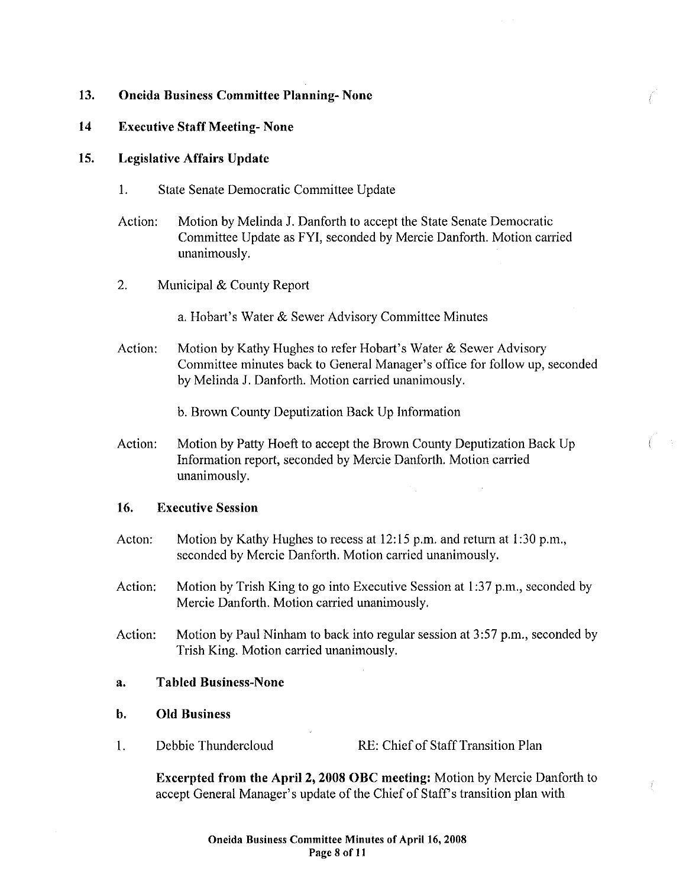**13. Oneida Business Committee Planning- None**

**14 Executive Staff Meeting- None**

**15. Legislative Affairs Update**

1. State Senate Democratic Committee Update

Action: Motion by Melinda J. Danforth to accept the State Senate Democratic Committee Update as FYI, seconded by Mercie Danforth. Motion carried unanimously.

2. Municipal & County Report

a. Hobart's Water & Sewer Advisory Committee Minutes

Action: Motion by Kathy Hughes to refer Hobart's Water & Sewer Advisory Committee minutes back to General Manager's office for follow up, seconded by Melinda J. Danforth. Motion carried unanimously.

b. Brown County Deputization Back Up Information

Action: Motion by Patty Hoeft to accept the Brown County Deputization Back Up Information report, seconded by Mercie Danforth. Motion carried unanimously.

**16. Executive Session**

Acton: Motion by Kathy Hughes to recess at 12:15 p.m. and return at 1:30 p.m., seconded by Mercie Danforth. Motion carried unanimously.

Action: Motion by Trish King to go into Executive Session at 1:37 p.m., seconded by Mercie Danforth. Motion carried unanimously.

Action: Motion by Paul Ninham to back into regular session at 3:57 p.m., seconded by Trish King. Motion carried unanimously.

**a. Tabled Business-None**

**b. Old Business**

1. Debbie Thundercloud RE: Chief of Staff Transition Plan

**Excerpted from the April 2, 2008 OBC meeting:** Motion by Mercie Danforth to accept General Manager's update of the Chief of Staff's transition plan with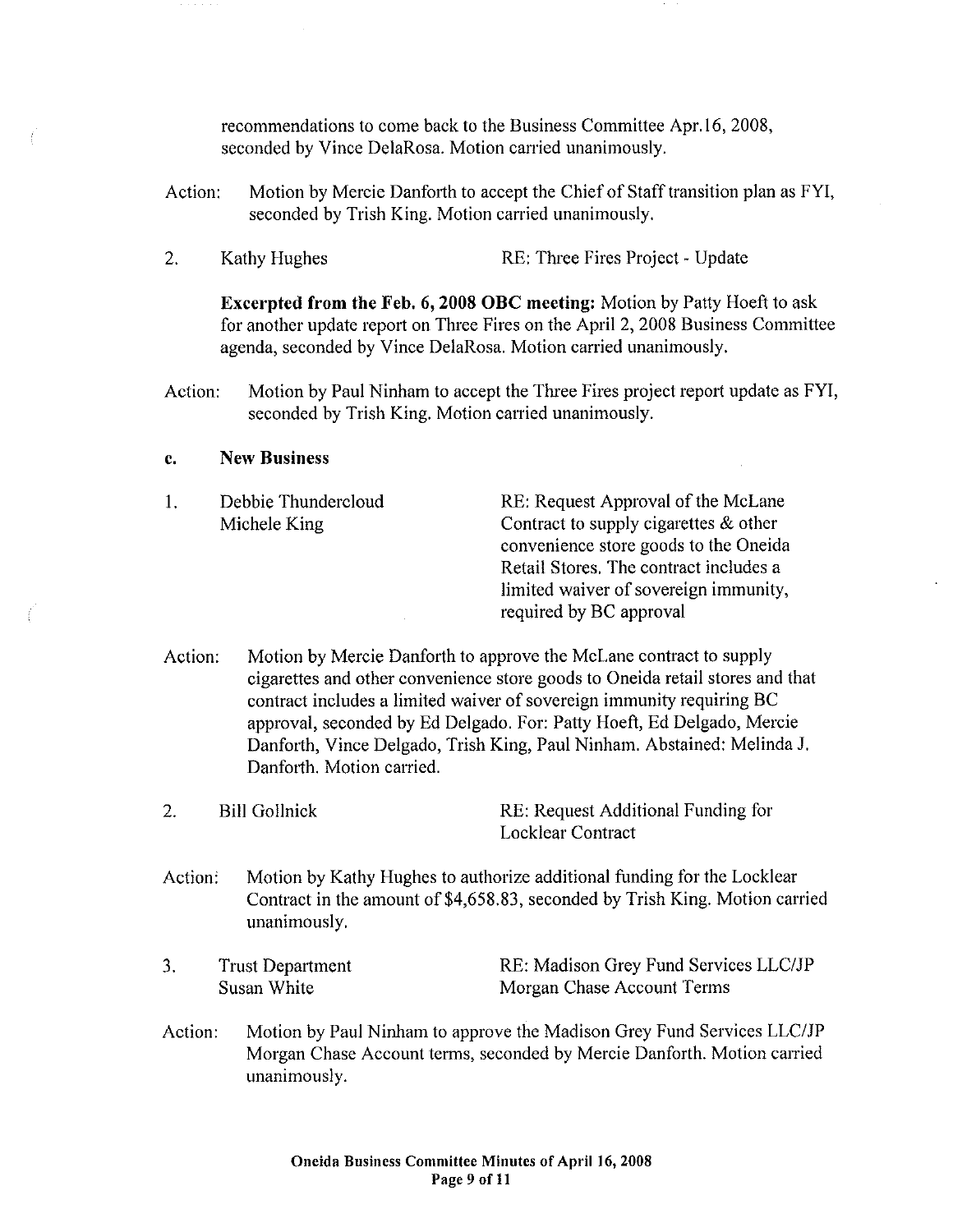recommendations to come back to the Business Committee Apr.16, 2008, seconded by Vince DelaRosa. Motion carried unanimously.

Action: Motion by Mercie Danforth to accept the Chief of Staff transition plan as FYI, seconded by Trish King. Motion carried unanimously.

2. Kathy Hughes — RE: Three Fires Project - Update

**Excerpted from the Feb. 6, 2008 OBC meeting:** Motion by Patty Hoeft to ask for another update report on Three Fires on the April 2, 2008 Business Committee agenda, seconded by Vince DelaRosa. Motion carried unanimously.

Action: Motion by Paul Ninham to accept the Three Fires project report update as FYI, seconded by Trish King. Motion carried unanimously.

**c. New Business**

1. Debbie Thundercloud, Michele King — RE: Request Approval of the McLane Contract to supply cigarettes & other convenience store goods to the Oneida Retail Stores. The contract includes a limited waiver of sovereign immunity, required by BC approval

Action: Motion by Mercie Danforth to approve the McLane contract to supply cigarettes and other convenience store goods to Oneida retail stores and that contract includes a limited waiver of sovereign immunity requiring BC approval, seconded by Ed Delgado. For: Patty Hoeft, Ed Delgado, Mercie Danforth, Vince Delgado, Trish King, Paul Ninham. Abstained: Melinda J. Danforth. Motion carried.

2. Bill Gollnick — RE: Request Additional Funding for Locklear Contract

Action: Motion by Kathy Hughes to authorize additional funding for the Locklear Contract in the amount of $4,658.83, seconded by Trish King. Motion carried unanimously.

3. Trust Department, Susan White — RE: Madison Grey Fund Services LLC/JP Morgan Chase Account Terms

Action: Motion by Paul Ninham to approve the Madison Grey Fund Services LLC/JP Morgan Chase Account terms, seconded by Mercie Danforth. Motion carried unanimously.

**Oneida Business Committee Minutes of April 16, 2008**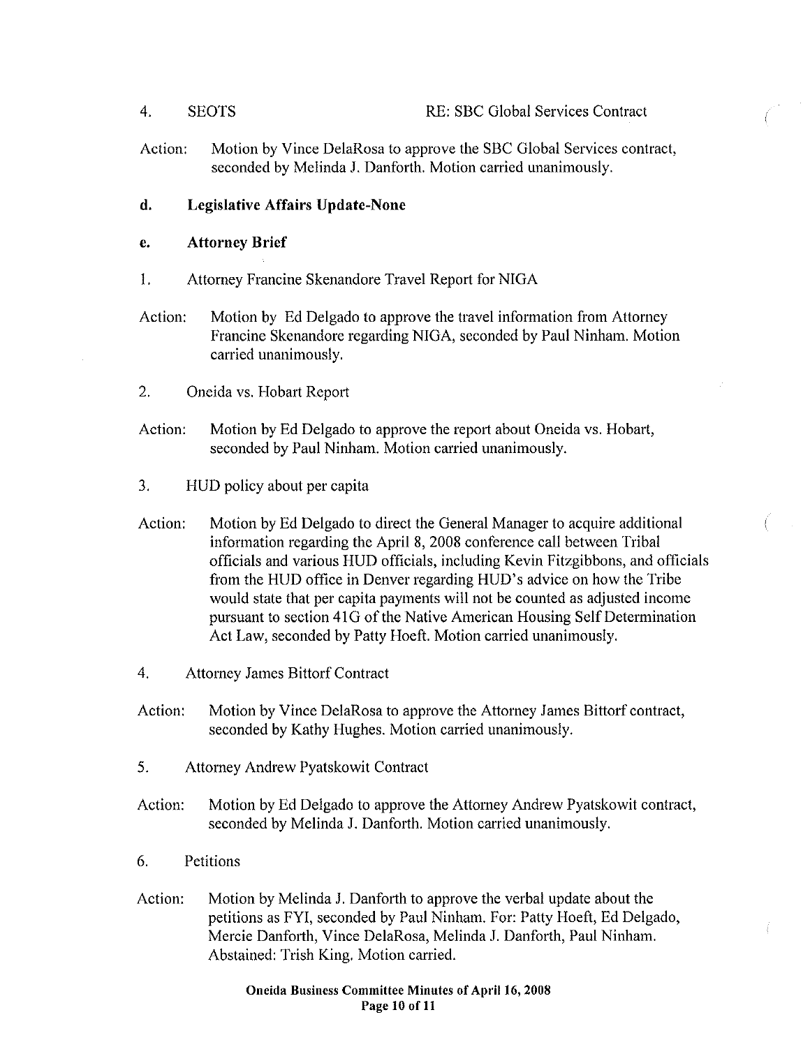4. SEOTS RE: SBC Global Services Contract

Action: Motion by Vince DelaRosa to approve the SBC Global Services contract, seconded by Melinda J. Danforth. Motion carried unanimously.

**d. Legislative Affairs Update-None**

**e. Attorney Brief**

1. Attorney Francine Skenandore Travel Report for NIGA

Action: Motion by Ed Delgado to approve the travel information from Attorney Francine Skenandore regarding NIGA, seconded by Paul Ninham. Motion carried unanimously.

2. Oneida vs. Hobart Report

Action: Motion by Ed Delgado to approve the report about Oneida vs. Hobart, seconded by Paul Ninham. Motion carried unanimously.

3. HUD policy about per capita

Action: Motion by Ed Delgado to direct the General Manager to acquire additional information regarding the April 8, 2008 conference call between Tribal officials and various HUD officials, including Kevin Fitzgibbons, and officials from the HUD office in Denver regarding HUD's advice on how the Tribe would state that per capita payments will not be counted as adjusted income pursuant to section 41G of the Native American Housing Self Determination Act Law, seconded by Patty Hoeft. Motion carried unanimously.

4. Attorney James Bittorf Contract

Action: Motion by Vince DelaRosa to approve the Attorney James Bittorf contract, seconded by Kathy Hughes. Motion carried unanimously.

5. Attorney Andrew Pyatskowit Contract

Action: Motion by Ed Delgado to approve the Attorney Andrew Pyatskowit contract, seconded by Melinda J. Danforth. Motion carried unanimously.

6. Petitions

Action: Motion by Melinda J. Danforth to approve the verbal update about the petitions as FYI, seconded by Paul Ninham. For: Patty Hoeft, Ed Delgado, Mercie Danforth, Vince DelaRosa, Melinda J. Danforth, Paul Ninham. Abstained: Trish King. Motion carried.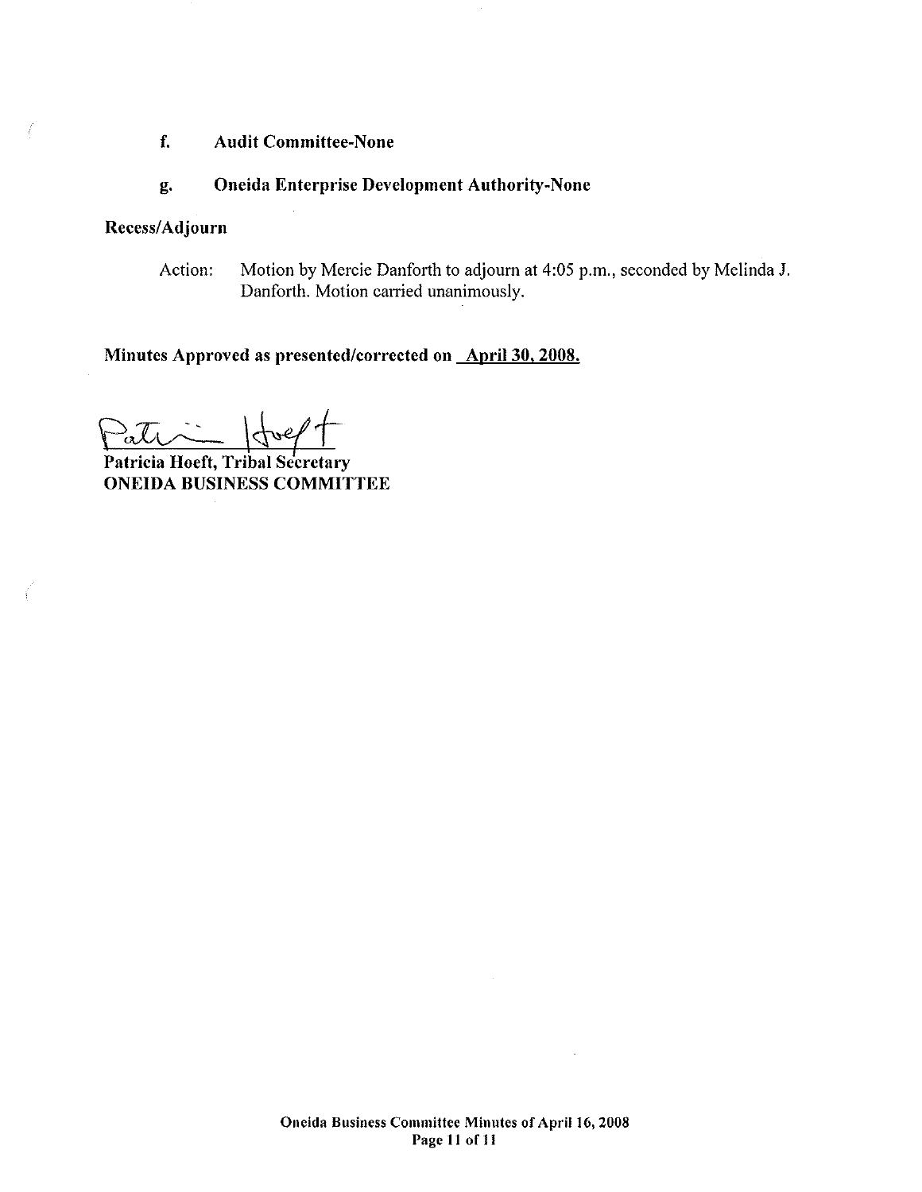**f. Audit Committee-None**

**g. Oneida Enterprise Development Authority-None**

**Recess/Adjourn**

Action: Motion by Mercie Danforth to adjourn at 4:05 p.m., seconded by Melinda J. Danforth. Motion carried unanimously.

**Minutes Approved as presented/corrected on April 30, 2008.**

**Patricia Hoeft, Tribal Secretary**
**ONEIDA BUSINESS COMMITTEE**